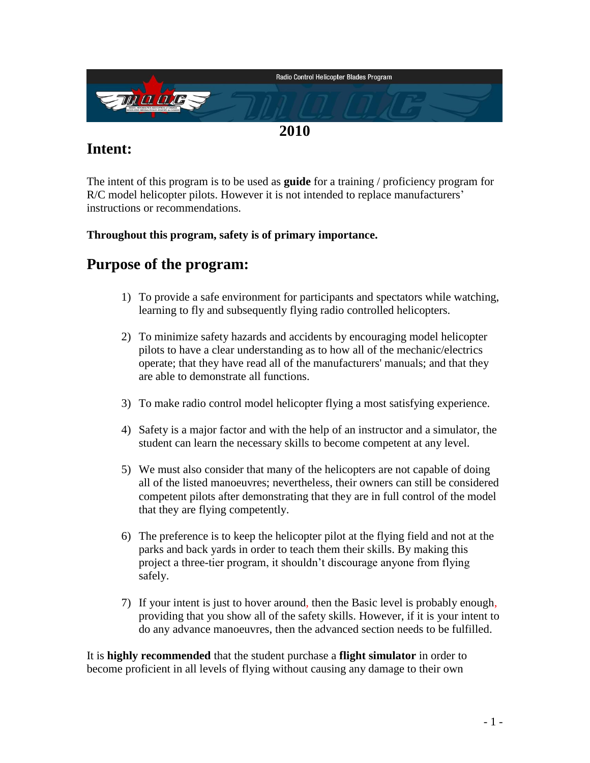Radio Control Helicopter Blades Program

**2010**

# Intent:

The intent of this program is to be used as **guide** for a training / proficiency program for R/C model helicopter pilots. However it is not intended to replace manufacturers' instructions or recommendations.

**Throughout this program, safety is of primary importance.**

# Purpose of the program:

1) To provide a safe environment for participants and spectators while watching, learning to fly and subsequently flying radio controlled helicopters.

2) To minimize safety hazards and accidents by encouraging model helicopter pilots to have a clear understanding as to how all of the mechanic/electrics operate; that they have read all of the manufacturers' manuals; and that they are able to demonstrate all functions.

3) To make radio control model helicopter flying a most satisfying experience.

4) Safety is a major factor and with the help of an instructor and a simulator, the student can learn the necessary skills to become competent at any level.

5) We must also consider that many of the helicopters are not capable of doing all of the listed manoeuvres; nevertheless, their owners can still be considered competent pilots after demonstrating that they are in full control of the model that they are flying competently.

6) The preference is to keep the helicopter pilot at the flying field and not at the parks and back yards in order to teach them their skills. By making this project a three-tier program, it shouldn't discourage anyone from flying safely.

7) If your intent is just to hover around, then the Basic level is probably enough, providing that you show all of the safety skills. However, if it is your intent to do any advance manoeuvres, then the advanced section needs to be fulfilled.

It is **highly recommended** that the student purchase a **flight simulator** in order to become proficient in all levels of flying without causing any damage to their own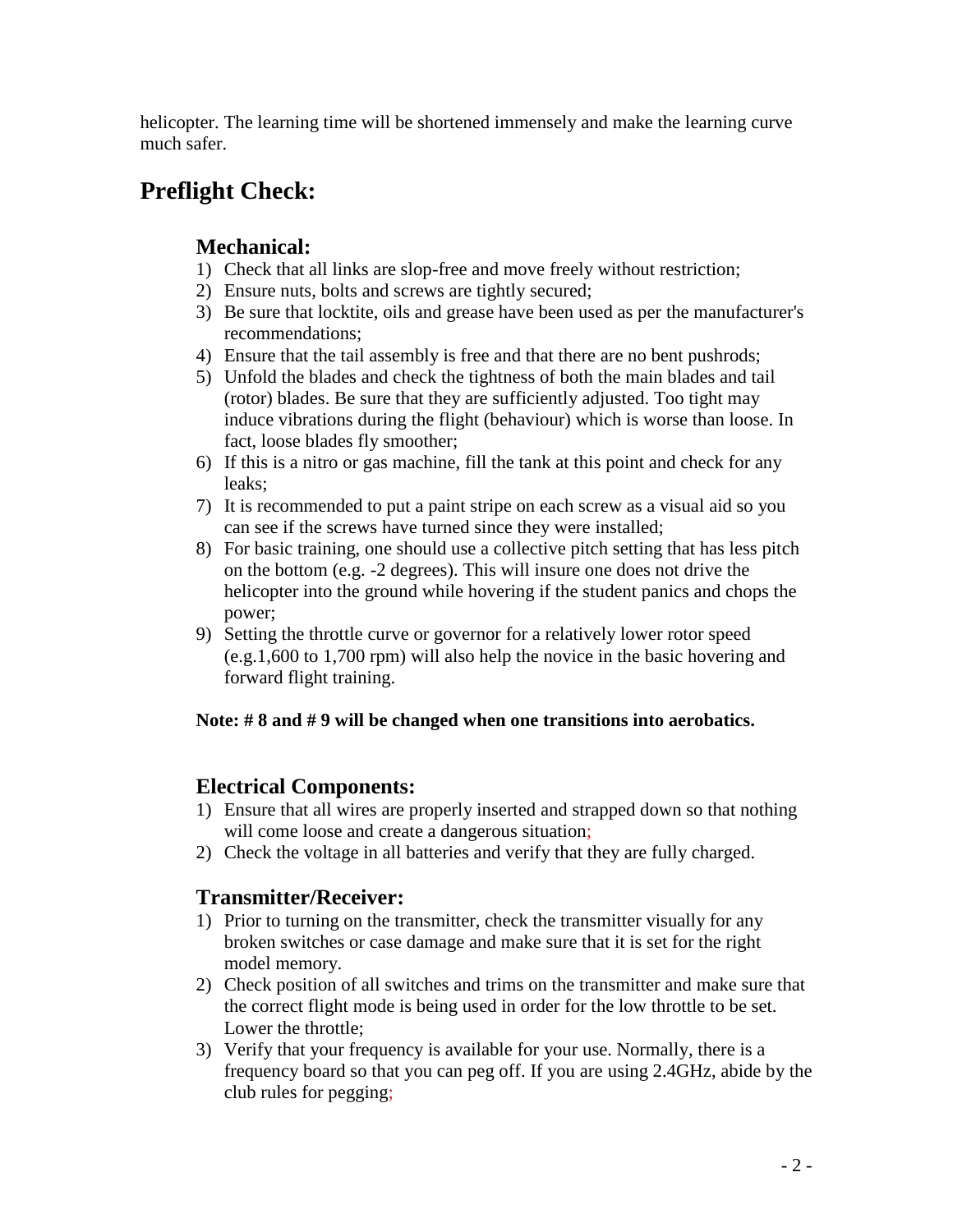helicopter. The learning time will be shortened immensely and make the learning curve much safer.

## Preflight Check:

### Mechanical:

1) Check that all links are slop-free and move freely without restriction;
2) Ensure nuts, bolts and screws are tightly secured;
3) Be sure that locktite, oils and grease have been used as per the manufacturer's recommendations;
4) Ensure that the tail assembly is free and that there are no bent pushrods;
5) Unfold the blades and check the tightness of both the main blades and tail (rotor) blades. Be sure that they are sufficiently adjusted. Too tight may induce vibrations during the flight (behaviour) which is worse than loose. In fact, loose blades fly smoother;
6) If this is a nitro or gas machine, fill the tank at this point and check for any leaks;
7) It is recommended to put a paint stripe on each screw as a visual aid so you can see if the screws have turned since they were installed;
8) For basic training, one should use a collective pitch setting that has less pitch on the bottom (e.g. -2 degrees). This will insure one does not drive the helicopter into the ground while hovering if the student panics and chops the power;
9) Setting the throttle curve or governor for a relatively lower rotor speed (e.g.1,600 to 1,700 rpm) will also help the novice in the basic hovering and forward flight training.

**Note: # 8 and # 9 will be changed when one transitions into aerobatics.**

### Electrical Components:

1) Ensure that all wires are properly inserted and strapped down so that nothing will come loose and create a dangerous situation;
2) Check the voltage in all batteries and verify that they are fully charged.

### Transmitter/Receiver:

1) Prior to turning on the transmitter, check the transmitter visually for any broken switches or case damage and make sure that it is set for the right model memory.
2) Check position of all switches and trims on the transmitter and make sure that the correct flight mode is being used in order for the low throttle to be set. Lower the throttle;
3) Verify that your frequency is available for your use. Normally, there is a frequency board so that you can peg off. If you are using 2.4GHz, abide by the club rules for pegging;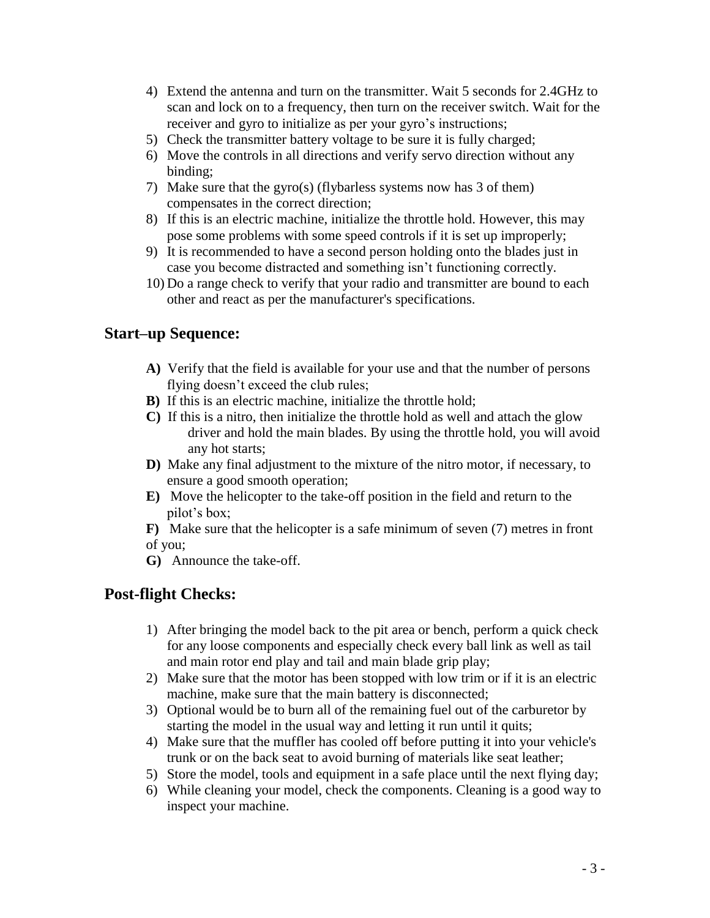4) Extend the antenna and turn on the transmitter. Wait 5 seconds for 2.4GHz to scan and lock on to a frequency, then turn on the receiver switch. Wait for the receiver and gyro to initialize as per your gyro's instructions;
5) Check the transmitter battery voltage to be sure it is fully charged;
6) Move the controls in all directions and verify servo direction without any binding;
7) Make sure that the gyro(s) (flybarless systems now has 3 of them) compensates in the correct direction;
8) If this is an electric machine, initialize the throttle hold. However, this may pose some problems with some speed controls if it is set up improperly;
9) It is recommended to have a second person holding onto the blades just in case you become distracted and something isn't functioning correctly.
10) Do a range check to verify that your radio and transmitter are bound to each other and react as per the manufacturer's specifications.

## Start–up Sequence:

**A)** Verify that the field is available for your use and that the number of persons flying doesn't exceed the club rules;

**B)** If this is an electric machine, initialize the throttle hold;

**C)** If this is a nitro, then initialize the throttle hold as well and attach the glow driver and hold the main blades. By using the throttle hold, you will avoid any hot starts;

**D)** Make any final adjustment to the mixture of the nitro motor, if necessary, to ensure a good smooth operation;

**E)** Move the helicopter to the take-off position in the field and return to the pilot's box;

**F)** Make sure that the helicopter is a safe minimum of seven (7) metres in front of you;

**G)** Announce the take-off.

## Post-flight Checks:

1) After bringing the model back to the pit area or bench, perform a quick check for any loose components and especially check every ball link as well as tail and main rotor end play and tail and main blade grip play;
2) Make sure that the motor has been stopped with low trim or if it is an electric machine, make sure that the main battery is disconnected;
3) Optional would be to burn all of the remaining fuel out of the carburetor by starting the model in the usual way and letting it run until it quits;
4) Make sure that the muffler has cooled off before putting it into your vehicle's trunk or on the back seat to avoid burning of materials like seat leather;
5) Store the model, tools and equipment in a safe place until the next flying day;
6) While cleaning your model, check the components. Cleaning is a good way to inspect your machine.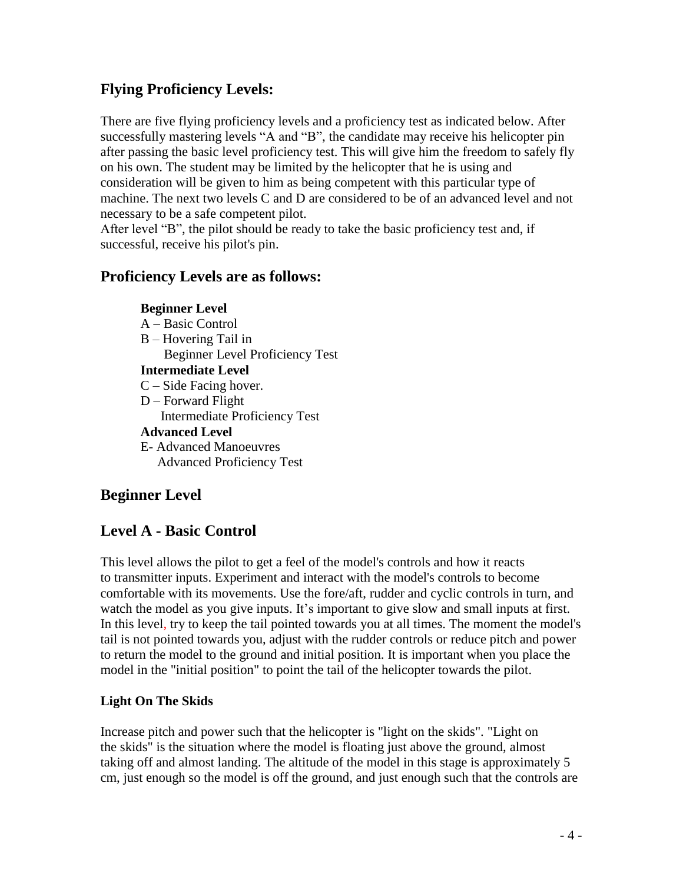## Flying Proficiency Levels:

There are five flying proficiency levels and a proficiency test as indicated below. After successfully mastering levels "A and "B", the candidate may receive his helicopter pin after passing the basic level proficiency test. This will give him the freedom to safely fly on his own. The student may be limited by the helicopter that he is using and consideration will be given to him as being competent with this particular type of machine. The next two levels C and D are considered to be of an advanced level and not necessary to be a safe competent pilot.

After level "B", the pilot should be ready to take the basic proficiency test and, if successful, receive his pilot's pin.

## Proficiency Levels are as follows:

**Beginner Level**

A – Basic Control

B – Hovering Tail in

   Beginner Level Proficiency Test

**Intermediate Level**

C – Side Facing hover.

D – Forward Flight

   Intermediate Proficiency Test

**Advanced Level**

E- Advanced Manoeuvres

   Advanced Proficiency Test

## Beginner Level

## Level A - Basic Control

This level allows the pilot to get a feel of the model's controls and how it reacts to transmitter inputs. Experiment and interact with the model's controls to become comfortable with its movements. Use the fore/aft, rudder and cyclic controls in turn, and watch the model as you give inputs. It's important to give slow and small inputs at first. In this level, try to keep the tail pointed towards you at all times. The moment the model's tail is not pointed towards you, adjust with the rudder controls or reduce pitch and power to return the model to the ground and initial position. It is important when you place the model in the "initial position" to point the tail of the helicopter towards the pilot.

### Light On The Skids

Increase pitch and power such that the helicopter is "light on the skids". "Light on the skids" is the situation where the model is floating just above the ground, almost taking off and almost landing. The altitude of the model in this stage is approximately 5 cm, just enough so the model is off the ground, and just enough such that the controls are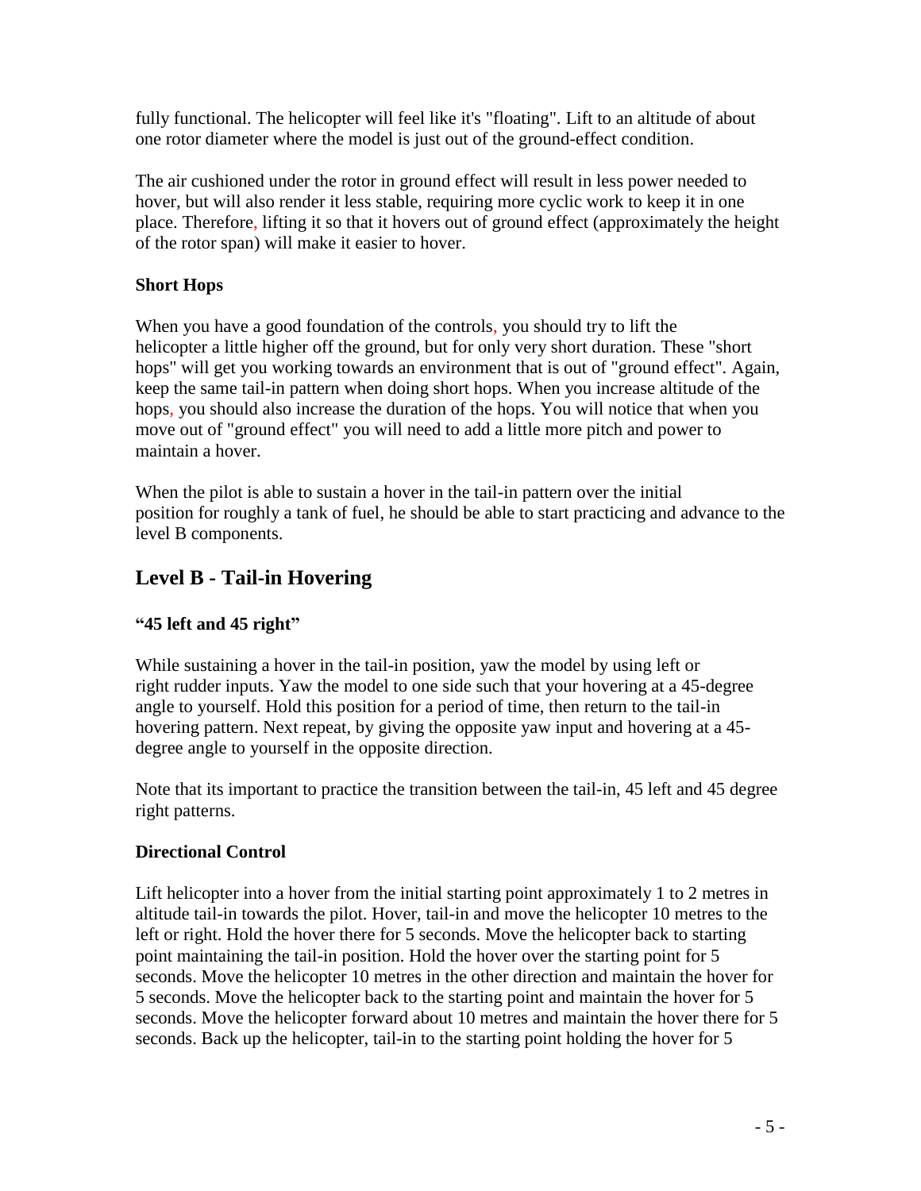fully functional. The helicopter will feel like it's "floating". Lift to an altitude of about one rotor diameter where the model is just out of the ground-effect condition.

The air cushioned under the rotor in ground effect will result in less power needed to hover, but will also render it less stable, requiring more cyclic work to keep it in one place. Therefore, lifting it so that it hovers out of ground effect (approximately the height of the rotor span) will make it easier to hover.

### Short Hops

When you have a good foundation of the controls, you should try to lift the helicopter a little higher off the ground, but for only very short duration. These "short hops" will get you working towards an environment that is out of "ground effect". Again, keep the same tail-in pattern when doing short hops. When you increase altitude of the hops, you should also increase the duration of the hops. You will notice that when you move out of "ground effect" you will need to add a little more pitch and power to maintain a hover.

When the pilot is able to sustain a hover in the tail-in pattern over the initial position for roughly a tank of fuel, he should be able to start practicing and advance to the level B components.

## Level B - Tail-in Hovering

### "45 left and 45 right"

While sustaining a hover in the tail-in position, yaw the model by using left or right rudder inputs. Yaw the model to one side such that your hovering at a 45-degree angle to yourself. Hold this position for a period of time, then return to the tail-in hovering pattern. Next repeat, by giving the opposite yaw input and hovering at a 45-degree angle to yourself in the opposite direction.

Note that its important to practice the transition between the tail-in, 45 left and 45 degree right patterns.

### Directional Control

Lift helicopter into a hover from the initial starting point approximately 1 to 2 metres in altitude tail-in towards the pilot. Hover, tail-in and move the helicopter 10 metres to the left or right. Hold the hover there for 5 seconds. Move the helicopter back to starting point maintaining the tail-in position. Hold the hover over the starting point for 5 seconds. Move the helicopter 10 metres in the other direction and maintain the hover for 5 seconds. Move the helicopter back to the starting point and maintain the hover for 5 seconds. Move the helicopter forward about 10 metres and maintain the hover there for 5 seconds. Back up the helicopter, tail-in to the starting point holding the hover for 5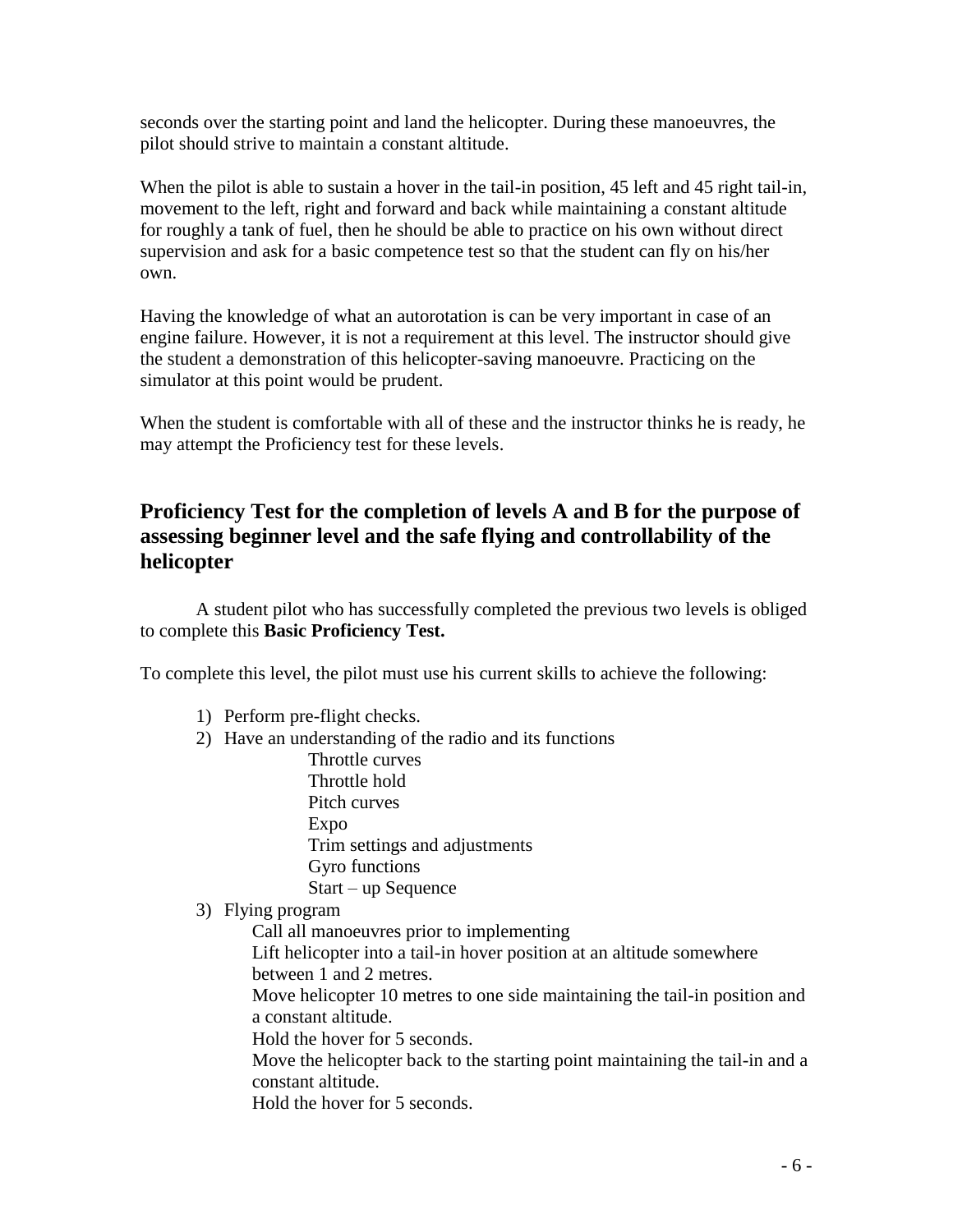seconds over the starting point and land the helicopter. During these manoeuvres, the pilot should strive to maintain a constant altitude.

When the pilot is able to sustain a hover in the tail-in position, 45 left and 45 right tail-in, movement to the left, right and forward and back while maintaining a constant altitude for roughly a tank of fuel, then he should be able to practice on his own without direct supervision and ask for a basic competence test so that the student can fly on his/her own.

Having the knowledge of what an autorotation is can be very important in case of an engine failure. However, it is not a requirement at this level. The instructor should give the student a demonstration of this helicopter-saving manoeuvre. Practicing on the simulator at this point would be prudent.

When the student is comfortable with all of these and the instructor thinks he is ready, he may attempt the Proficiency test for these levels.

## Proficiency Test for the completion of levels A and B for the purpose of assessing beginner level and the safe flying and controllability of the helicopter

A student pilot who has successfully completed the previous two levels is obliged to complete this **Basic Proficiency Test.**

To complete this level, the pilot must use his current skills to achieve the following:

1) Perform pre-flight checks.
2) Have an understanding of the radio and its functions
   - Throttle curves
   - Throttle hold
   - Pitch curves
   - Expo
   - Trim settings and adjustments
   - Gyro functions
   - Start – up Sequence
3) Flying program
   - Call all manoeuvres prior to implementing
   - Lift helicopter into a tail-in hover position at an altitude somewhere between 1 and 2 metres.
   - Move helicopter 10 metres to one side maintaining the tail-in position and a constant altitude.
   - Hold the hover for 5 seconds.
   - Move the helicopter back to the starting point maintaining the tail-in and a constant altitude.
   - Hold the hover for 5 seconds.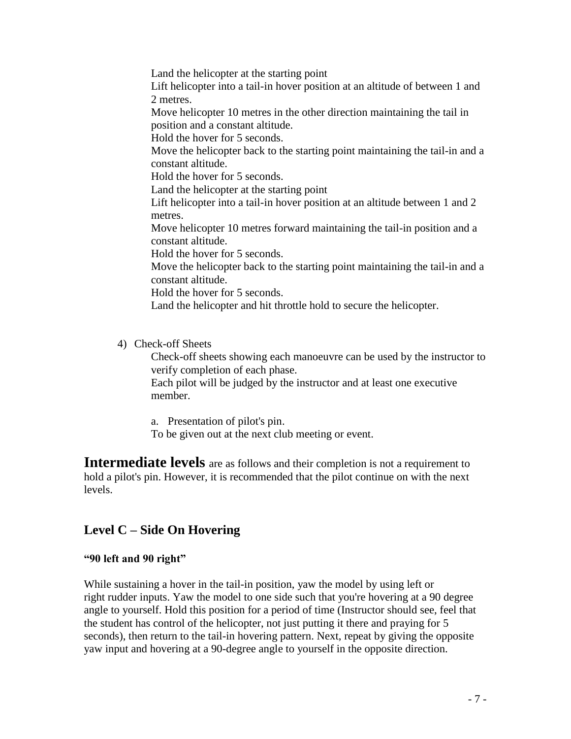Land the helicopter at the starting point
Lift helicopter into a tail-in hover position at an altitude of between 1 and 2 metres.
Move helicopter 10 metres in the other direction maintaining the tail in position and a constant altitude.
Hold the hover for 5 seconds.
Move the helicopter back to the starting point maintaining the tail-in and a constant altitude.
Hold the hover for 5 seconds.
Land the helicopter at the starting point
Lift helicopter into a tail-in hover position at an altitude between 1 and 2 metres.
Move helicopter 10 metres forward maintaining the tail-in position and a constant altitude.
Hold the hover for 5 seconds.
Move the helicopter back to the starting point maintaining the tail-in and a constant altitude.
Hold the hover for 5 seconds.
Land the helicopter and hit throttle hold to secure the helicopter.

4) Check-off Sheets

Check-off sheets showing each manoeuvre can be used by the instructor to verify completion of each phase.
Each pilot will be judged by the instructor and at least one executive member.

a. Presentation of pilot's pin.
To be given out at the next club meeting or event.

**Intermediate levels** are as follows and their completion is not a requirement to hold a pilot's pin. However, it is recommended that the pilot continue on with the next levels.

## Level C – Side On Hovering

**"90 left and 90 right"**

While sustaining a hover in the tail-in position, yaw the model by using left or right rudder inputs. Yaw the model to one side such that you're hovering at a 90 degree angle to yourself. Hold this position for a period of time (Instructor should see, feel that the student has control of the helicopter, not just putting it there and praying for 5 seconds), then return to the tail-in hovering pattern. Next, repeat by giving the opposite yaw input and hovering at a 90-degree angle to yourself in the opposite direction.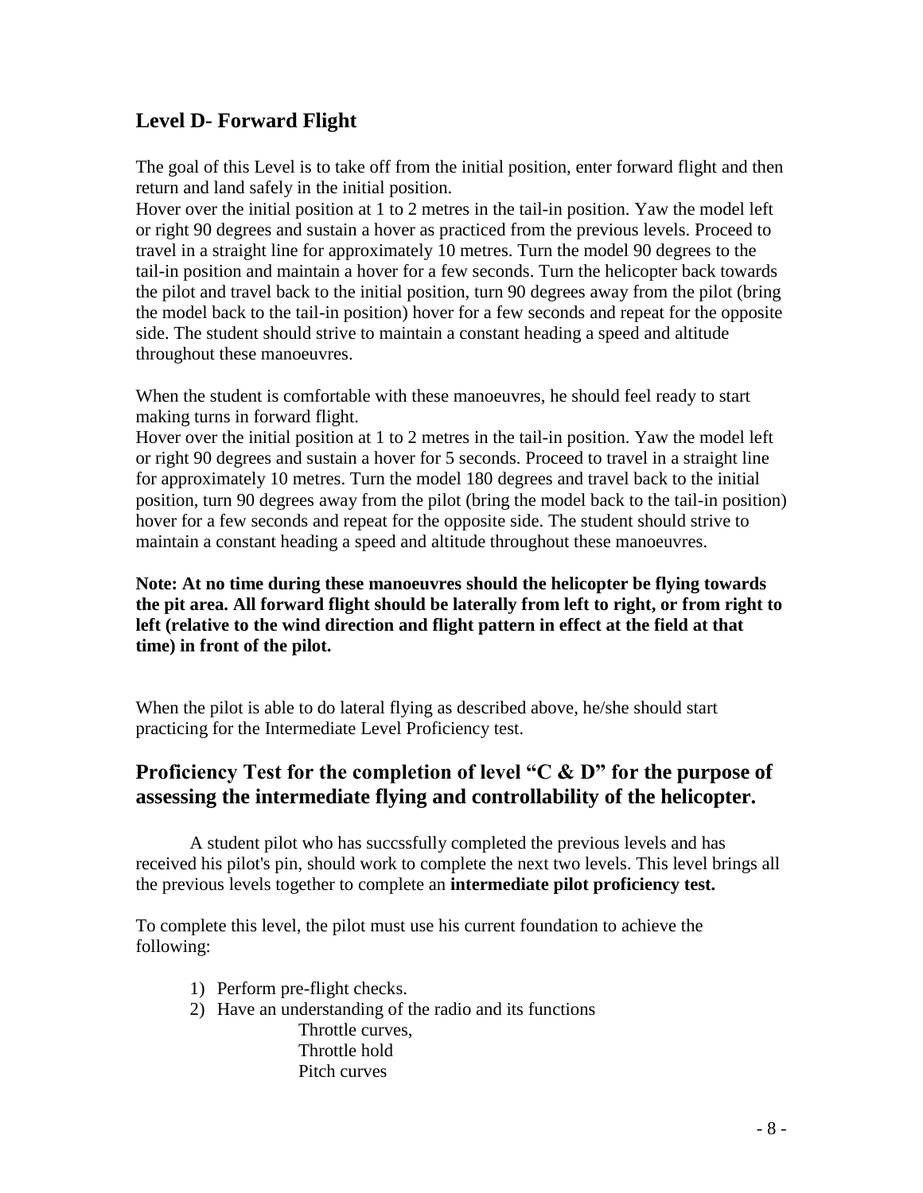## Level D- Forward Flight

The goal of this Level is to take off from the initial position, enter forward flight and then return and land safely in the initial position.
Hover over the initial position at 1 to 2 metres in the tail-in position. Yaw the model left or right 90 degrees and sustain a hover as practiced from the previous levels. Proceed to travel in a straight line for approximately 10 metres. Turn the model 90 degrees to the tail-in position and maintain a hover for a few seconds. Turn the helicopter back towards the pilot and travel back to the initial position, turn 90 degrees away from the pilot (bring the model back to the tail-in position) hover for a few seconds and repeat for the opposite side. The student should strive to maintain a constant heading a speed and altitude throughout these manoeuvres.

When the student is comfortable with these manoeuvres, he should feel ready to start making turns in forward flight.
Hover over the initial position at 1 to 2 metres in the tail-in position. Yaw the model left or right 90 degrees and sustain a hover for 5 seconds. Proceed to travel in a straight line for approximately 10 metres. Turn the model 180 degrees and travel back to the initial position, turn 90 degrees away from the pilot (bring the model back to the tail-in position) hover for a few seconds and repeat for the opposite side. The student should strive to maintain a constant heading a speed and altitude throughout these manoeuvres.

**Note: At no time during these manoeuvres should the helicopter be flying towards the pit area. All forward flight should be laterally from left to right, or from right to left (relative to the wind direction and flight pattern in effect at the field at that time) in front of the pilot.**

When the pilot is able to do lateral flying as described above, he/she should start practicing for the Intermediate Level Proficiency test.

## Proficiency Test for the completion of level "C & D" for the purpose of assessing the intermediate flying and controllability of the helicopter.

A student pilot who has succssfully completed the previous levels and has received his pilot's pin, should work to complete the next two levels. This level brings all the previous levels together to complete an **intermediate pilot proficiency test.**

To complete this level, the pilot must use his current foundation to achieve the following:

1) Perform pre-flight checks.
2) Have an understanding of the radio and its functions
   - Throttle curves,
   - Throttle hold
   - Pitch curves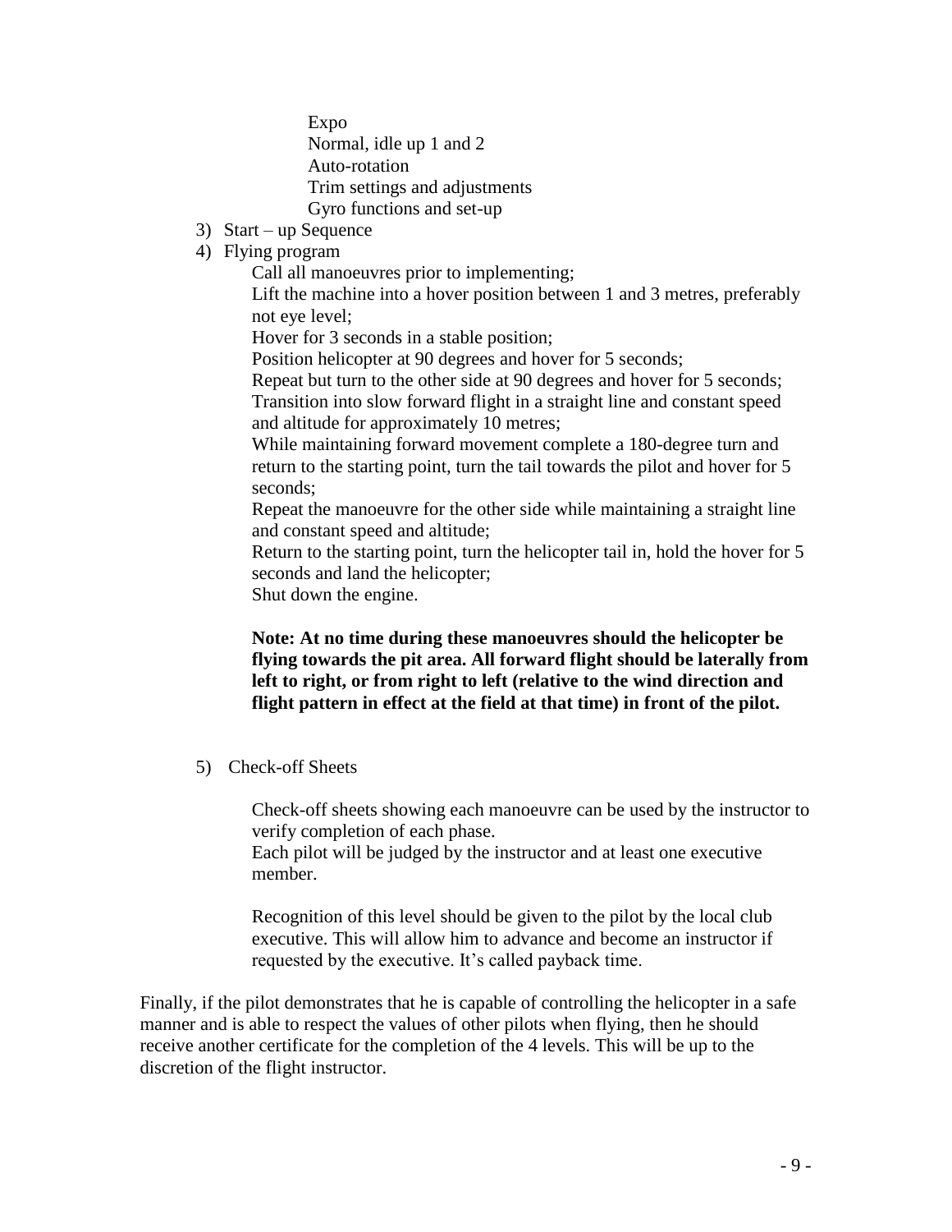Expo
Normal, idle up 1 and 2
Auto-rotation
Trim settings and adjustments
Gyro functions and set-up

3) Start – up Sequence
4) Flying program

   Call all manoeuvres prior to implementing;
   Lift the machine into a hover position between 1 and 3 metres, preferably not eye level;
   Hover for 3 seconds in a stable position;
   Position helicopter at 90 degrees and hover for 5 seconds;
   Repeat but turn to the other side at 90 degrees and hover for 5 seconds;
   Transition into slow forward flight in a straight line and constant speed and altitude for approximately 10 metres;
   While maintaining forward movement complete a 180-degree turn and return to the starting point, turn the tail towards the pilot and hover for 5 seconds;
   Repeat the manoeuvre for the other side while maintaining a straight line and constant speed and altitude;
   Return to the starting point, turn the helicopter tail in, hold the hover for 5 seconds and land the helicopter;
   Shut down the engine.

   **Note: At no time during these manoeuvres should the helicopter be flying towards the pit area. All forward flight should be laterally from left to right, or from right to left (relative to the wind direction and flight pattern in effect at the field at that time) in front of the pilot.**

5) Check-off Sheets

   Check-off sheets showing each manoeuvre can be used by the instructor to verify completion of each phase.
   Each pilot will be judged by the instructor and at least one executive member.

   Recognition of this level should be given to the pilot by the local club executive. This will allow him to advance and become an instructor if requested by the executive. It's called payback time.

Finally, if the pilot demonstrates that he is capable of controlling the helicopter in a safe manner and is able to respect the values of other pilots when flying, then he should receive another certificate for the completion of the 4 levels. This will be up to the discretion of the flight instructor.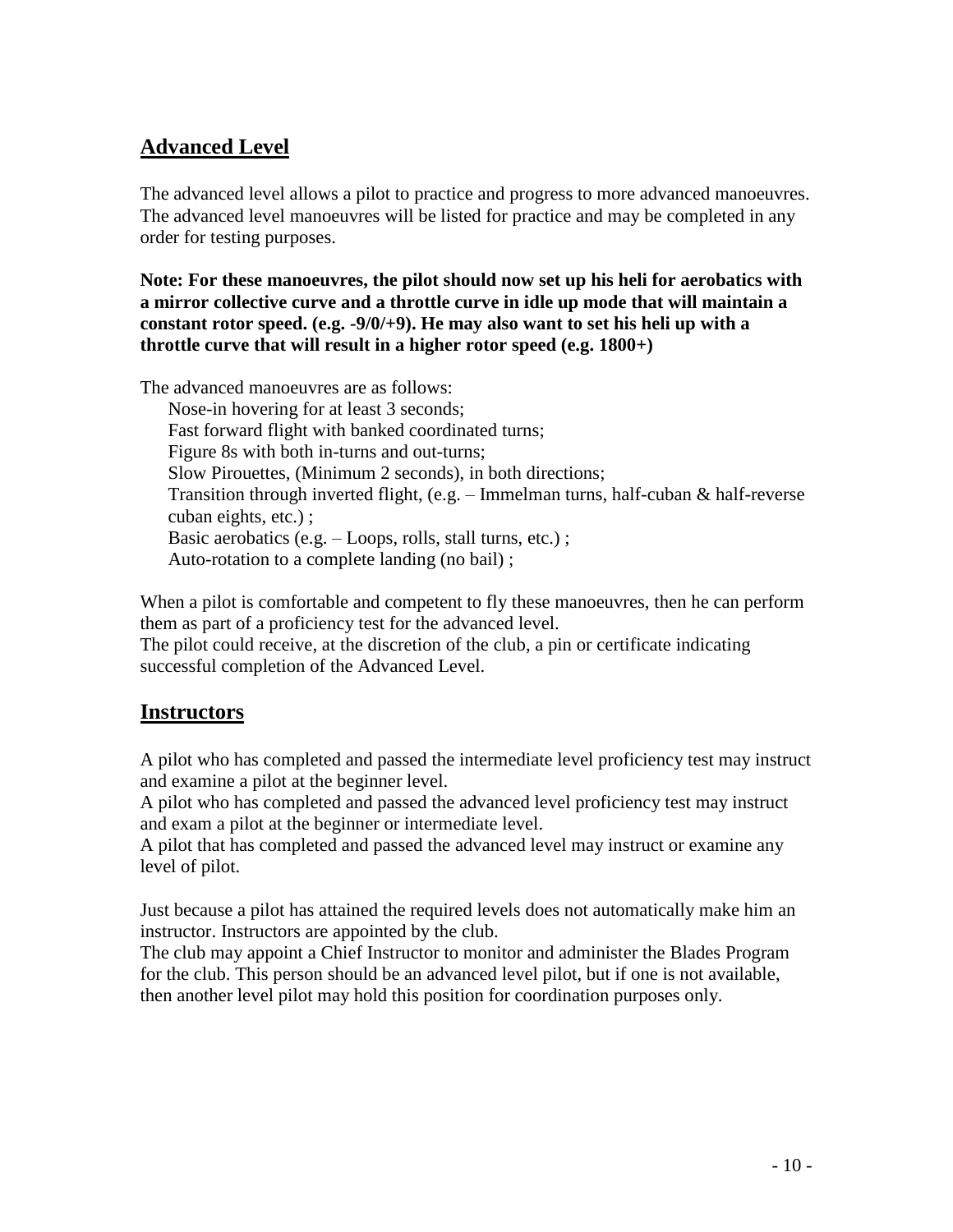## Advanced Level

The advanced level allows a pilot to practice and progress to more advanced manoeuvres. The advanced level manoeuvres will be listed for practice and may be completed in any order for testing purposes.

**Note: For these manoeuvres, the pilot should now set up his heli for aerobatics with a mirror collective curve and a throttle curve in idle up mode that will maintain a constant rotor speed. (e.g. -9/0/+9). He may also want to set his heli up with a throttle curve that will result in a higher rotor speed (e.g. 1800+)**

The advanced manoeuvres are as follows:

- Nose-in hovering for at least 3 seconds;
- Fast forward flight with banked coordinated turns;
- Figure 8s with both in-turns and out-turns;
- Slow Pirouettes, (Minimum 2 seconds), in both directions;
- Transition through inverted flight, (e.g. – Immelman turns, half-cuban & half-reverse cuban eights, etc.) ;
- Basic aerobatics (e.g. – Loops, rolls, stall turns, etc.) ;
- Auto-rotation to a complete landing (no bail) ;

When a pilot is comfortable and competent to fly these manoeuvres, then he can perform them as part of a proficiency test for the advanced level.
The pilot could receive, at the discretion of the club, a pin or certificate indicating successful completion of the Advanced Level.

## Instructors

A pilot who has completed and passed the intermediate level proficiency test may instruct and examine a pilot at the beginner level.
A pilot who has completed and passed the advanced level proficiency test may instruct and exam a pilot at the beginner or intermediate level.
A pilot that has completed and passed the advanced level may instruct or examine any level of pilot.

Just because a pilot has attained the required levels does not automatically make him an instructor. Instructors are appointed by the club.
The club may appoint a Chief Instructor to monitor and administer the Blades Program for the club. This person should be an advanced level pilot, but if one is not available, then another level pilot may hold this position for coordination purposes only.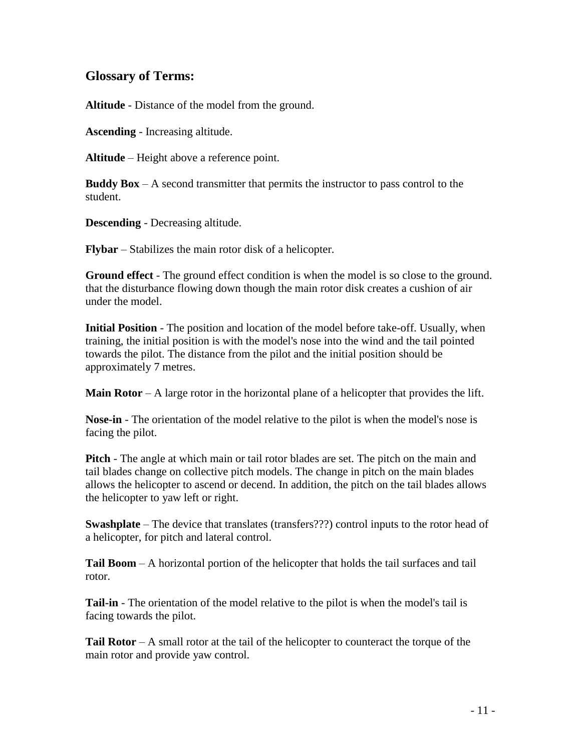## Glossary of Terms:

**Altitude** - Distance of the model from the ground.

**Ascending** - Increasing altitude.

**Altitude** – Height above a reference point.

**Buddy Box** – A second transmitter that permits the instructor to pass control to the student.

**Descending** - Decreasing altitude.

**Flybar** – Stabilizes the main rotor disk of a helicopter.

**Ground effect** - The ground effect condition is when the model is so close to the ground. that the disturbance flowing down though the main rotor disk creates a cushion of air under the model.

**Initial Position** - The position and location of the model before take-off. Usually, when training, the initial position is with the model's nose into the wind and the tail pointed towards the pilot. The distance from the pilot and the initial position should be approximately 7 metres.

**Main Rotor** – A large rotor in the horizontal plane of a helicopter that provides the lift.

**Nose-in** - The orientation of the model relative to the pilot is when the model's nose is facing the pilot.

**Pitch** - The angle at which main or tail rotor blades are set. The pitch on the main and tail blades change on collective pitch models. The change in pitch on the main blades allows the helicopter to ascend or decend. In addition, the pitch on the tail blades allows the helicopter to yaw left or right.

**Swashplate** – The device that translates (transfers???) control inputs to the rotor head of a helicopter, for pitch and lateral control.

**Tail Boom** – A horizontal portion of the helicopter that holds the tail surfaces and tail rotor.

**Tail-in** - The orientation of the model relative to the pilot is when the model's tail is facing towards the pilot.

**Tail Rotor** – A small rotor at the tail of the helicopter to counteract the torque of the main rotor and provide yaw control.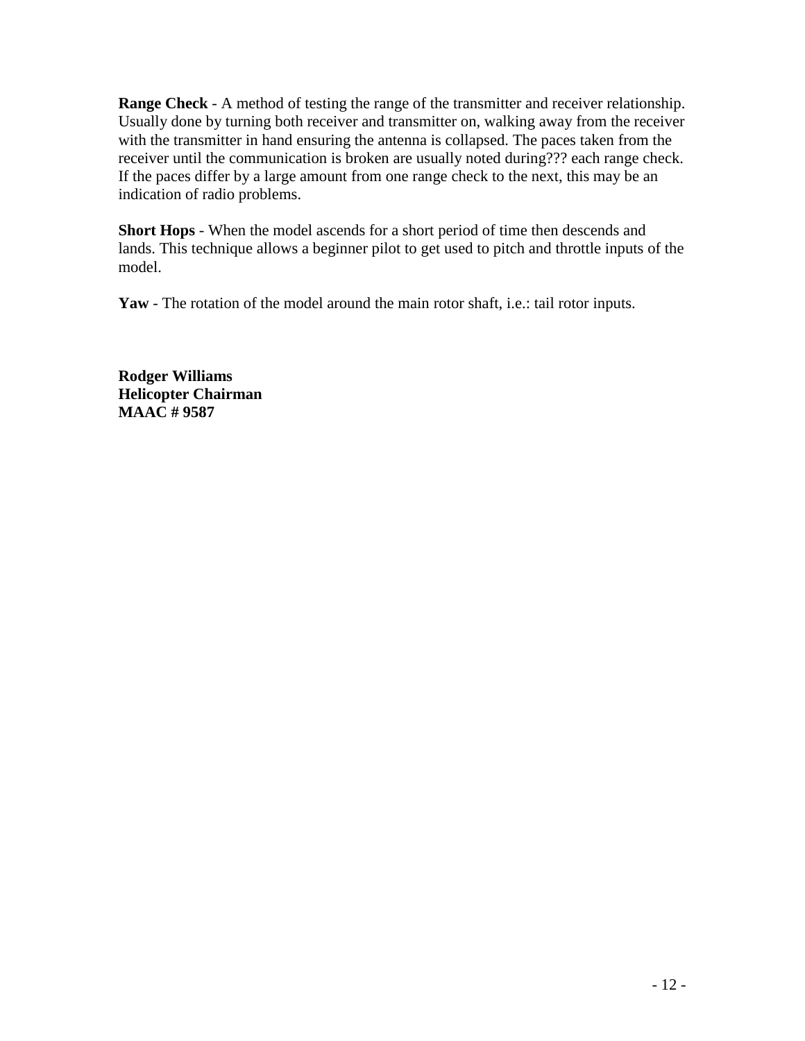**Range Check** - A method of testing the range of the transmitter and receiver relationship. Usually done by turning both receiver and transmitter on, walking away from the receiver with the transmitter in hand ensuring the antenna is collapsed. The paces taken from the receiver until the communication is broken are usually noted during??? each range check. If the paces differ by a large amount from one range check to the next, this may be an indication of radio problems.

**Short Hops** - When the model ascends for a short period of time then descends and lands. This technique allows a beginner pilot to get used to pitch and throttle inputs of the model.

**Yaw** - The rotation of the model around the main rotor shaft, i.e.: tail rotor inputs.

**Rodger Williams**
**Helicopter Chairman**
**MAAC # 9587**